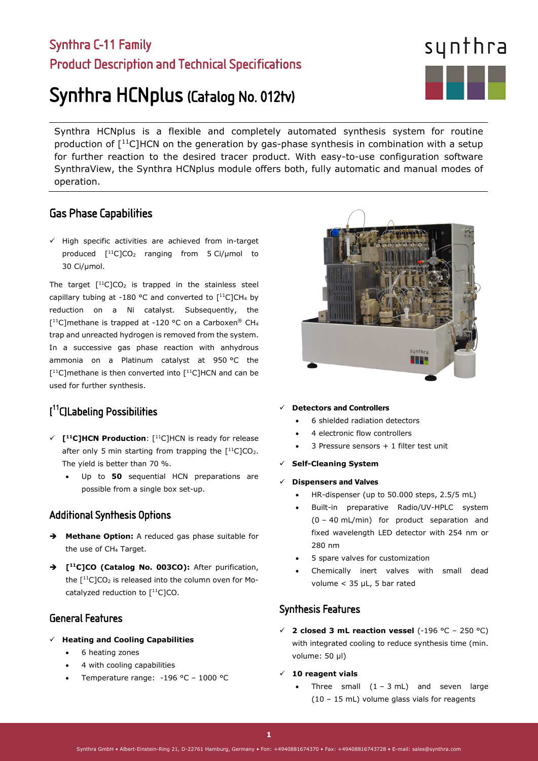# Synthra C-11 Family

## Product Description and Technical Specifications

# Synthra HCNplus (Catalog No. 012tv)

Synthra HCNplus is a flexible and completely automated synthesis system for routine production of [$^{11}$C]HCN on the generation by gas-phase synthesis in combination with a setup for further reaction to the desired tracer product. With easy-to-use configuration software SynthraView, the Synthra HCNplus module offers both, fully automatic and manual modes of operation.

## Gas Phase Capabilities

✓ High specific activities are achieved from in-target produced [$^{11}$C]$CO_2$ ranging from 5 Ci/µmol to 30 Ci/µmol.

The target [$^{11}$C]$CO_2$ is trapped in the stainless steel capillary tubing at -180 °C and converted to [$^{11}$C]$CH_4$ by reduction on a Ni catalyst. Subsequently, the [$^{11}$C]methane is trapped at -120 °C on a Carboxen® $CH_4$ trap and unreacted hydrogen is removed from the system. In a successive gas phase reaction with anhydrous ammonia on a Platinum catalyst at 950 °C the [$^{11}$C]methane is then converted into [$^{11}$C]HCN and can be used for further synthesis.

## [$^{11}$C]Labeling Possibilities

✓ **[$^{11}$C]HCN Production**: [$^{11}$C]HCN is ready for release after only 5 min starting from trapping the [$^{11}$C]$CO_2$. The yield is better than 70 %.
  - Up to **50** sequential HCN preparations are possible from a single box set-up.

## Additional Synthesis Options

➔ **Methane Option:** A reduced gas phase suitable for the use of $CH_4$ Target.

➔ **[$^{11}$C]CO (Catalog No. 003CO):** After purification, the [$^{11}$C]$CO_2$ is released into the column oven for Mo-catalyzed reduction to [$^{11}$C]CO.

## General Features

✓ **Heating and Cooling Capabilities**
  - 6 heating zones
  - 4 with cooling capabilities
  - Temperature range: -196 °C – 1000 °C

✓ **Detectors and Controllers**
  - 6 shielded radiation detectors
  - 4 electronic flow controllers
  - 3 Pressure sensors + 1 filter test unit

✓ **Self-Cleaning System**

✓ **Dispensers and Valves**
  - HR-dispenser (up to 50.000 steps, 2.5/5 mL)
  - Built-in preparative Radio/UV-HPLC system (0 – 40 mL/min) for product separation and fixed wavelength LED detector with 254 nm or 280 nm
  - 5 spare valves for customization
  - Chemically inert valves with small dead volume < 35 µL, 5 bar rated

## Synthesis Features

✓ **2 closed 3 mL reaction vessel** (-196 °C – 250 °C) with integrated cooling to reduce synthesis time (min. volume: 50 µl)

✓ **10 reagent vials**
  - Three small (1 – 3 mL) and seven large (10 – 15 mL) volume glass vials for reagents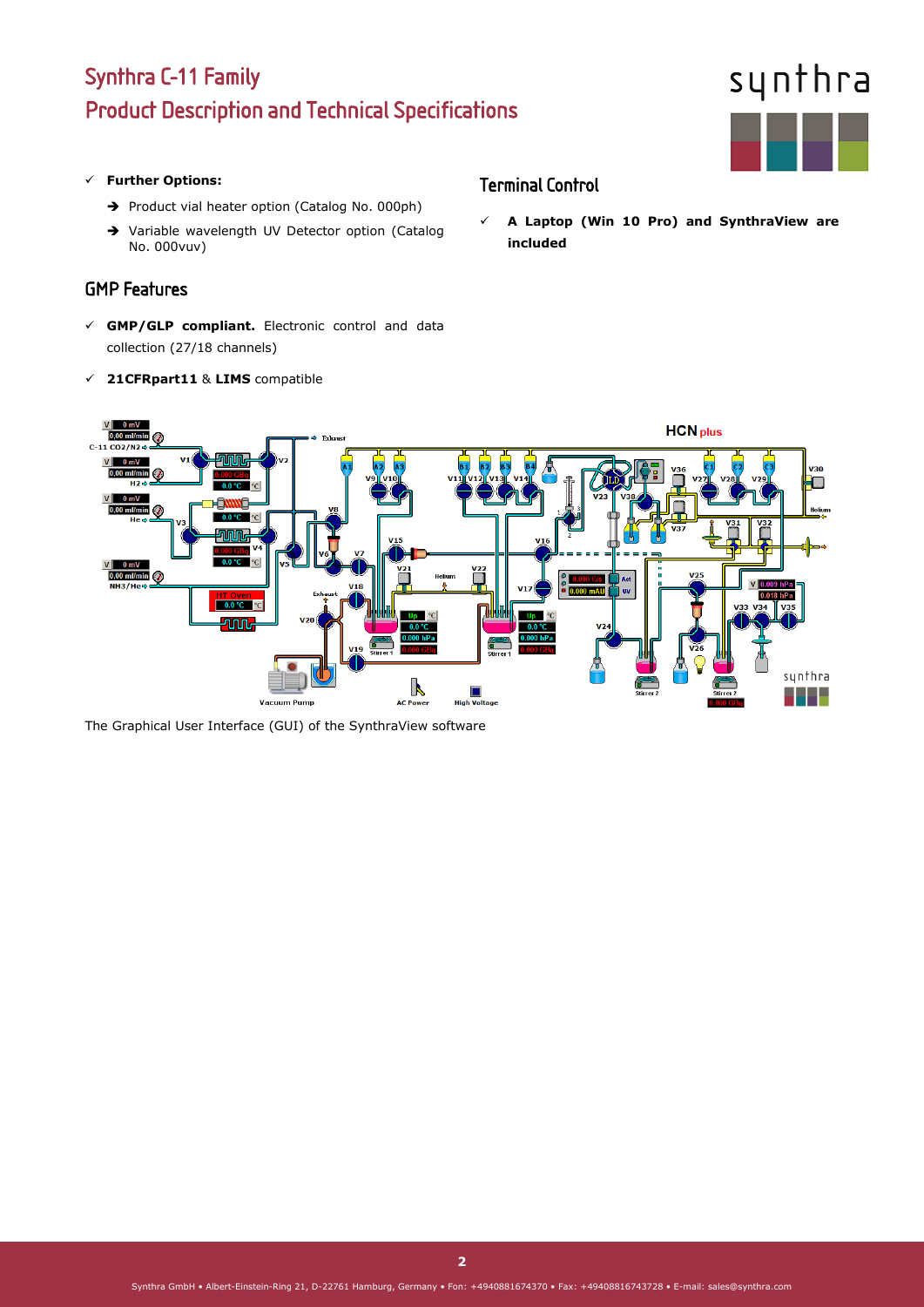- ✓ **Further Options:**
  - ➔ Product vial heater option (Catalog No. 000ph)
  - ➔ Variable wavelength UV Detector option (Catalog No. 000vuv)

## GMP Features

- ✓ **GMP/GLP compliant.** Electronic control and data collection (27/18 channels)
- ✓ **21CFRpart11** & **LIMS** compatible

## Terminal Control

- ✓ **A Laptop (Win 10 Pro) and SynthraView are included**

The Graphical User Interface (GUI) of the SynthraView software